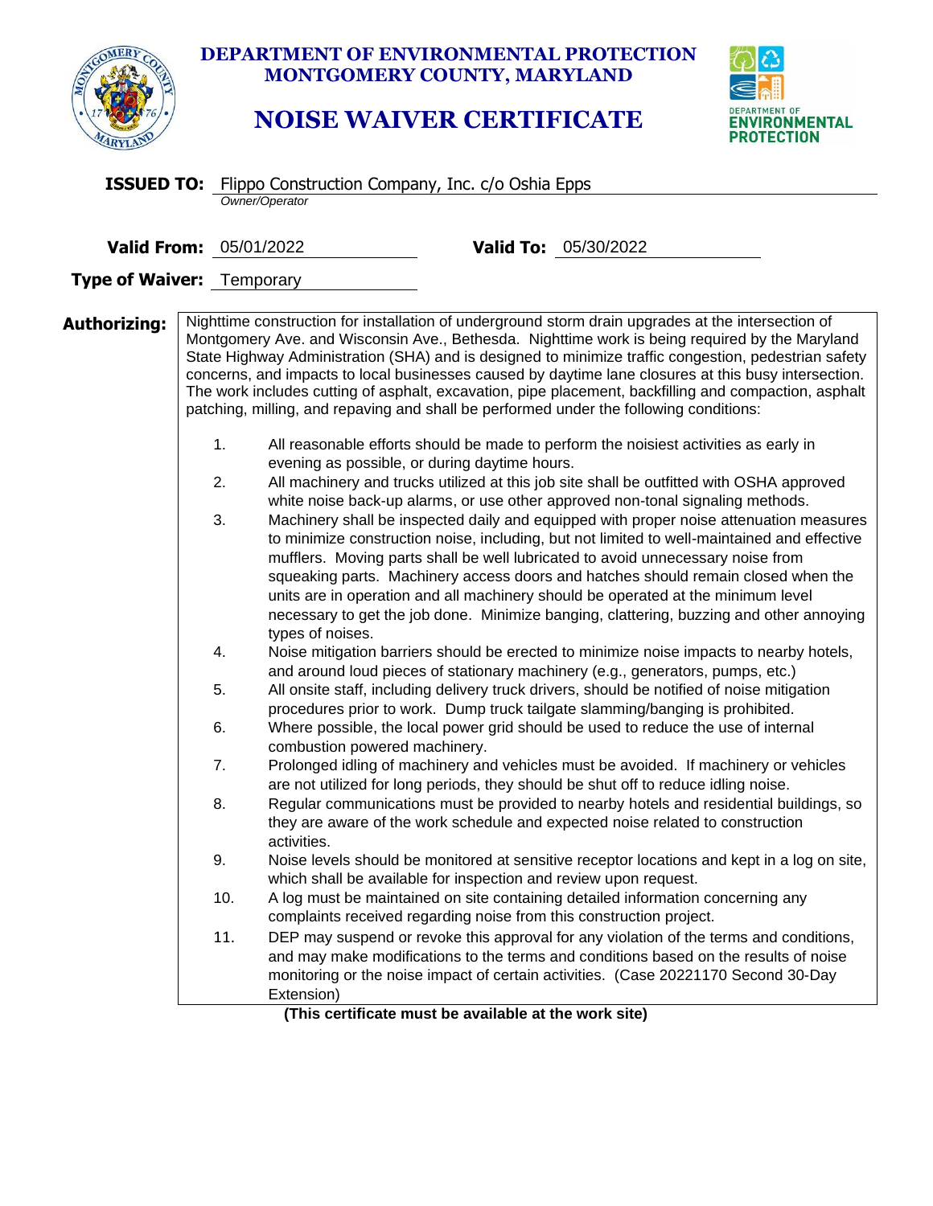# DEPARTMENT OF ENVIRONMENTAL PROTECTION
## MONTGOMERY COUNTY, MARYLAND

# NOISE WAIVER CERTIFICATE

**ISSUED TO:** Flippo Construction Company, Inc. c/o Oshia Epps
*Owner/Operator*

**Valid From:** 05/01/2022 **Valid To:** 05/30/2022

**Type of Waiver:** Temporary

**Authorizing:** Nighttime construction for installation of underground storm drain upgrades at the intersection of Montgomery Ave. and Wisconsin Ave., Bethesda. Nighttime work is being required by the Maryland State Highway Administration (SHA) and is designed to minimize traffic congestion, pedestrian safety concerns, and impacts to local businesses caused by daytime lane closures at this busy intersection. The work includes cutting of asphalt, excavation, pipe placement, backfilling and compaction, asphalt patching, milling, and repaving and shall be performed under the following conditions:

1. All reasonable efforts should be made to perform the noisiest activities as early in evening as possible, or during daytime hours.
2. All machinery and trucks utilized at this job site shall be outfitted with OSHA approved white noise back-up alarms, or use other approved non-tonal signaling methods.
3. Machinery shall be inspected daily and equipped with proper noise attenuation measures to minimize construction noise, including, but not limited to well-maintained and effective mufflers. Moving parts shall be well lubricated to avoid unnecessary noise from squeaking parts. Machinery access doors and hatches should remain closed when the units are in operation and all machinery should be operated at the minimum level necessary to get the job done. Minimize banging, clattering, buzzing and other annoying types of noises.
4. Noise mitigation barriers should be erected to minimize noise impacts to nearby hotels, and around loud pieces of stationary machinery (e.g., generators, pumps, etc.)
5. All onsite staff, including delivery truck drivers, should be notified of noise mitigation procedures prior to work. Dump truck tailgate slamming/banging is prohibited.
6. Where possible, the local power grid should be used to reduce the use of internal combustion powered machinery.
7. Prolonged idling of machinery and vehicles must be avoided. If machinery or vehicles are not utilized for long periods, they should be shut off to reduce idling noise.
8. Regular communications must be provided to nearby hotels and residential buildings, so they are aware of the work schedule and expected noise related to construction activities.
9. Noise levels should be monitored at sensitive receptor locations and kept in a log on site, which shall be available for inspection and review upon request.
10. A log must be maintained on site containing detailed information concerning any complaints received regarding noise from this construction project.
11. DEP may suspend or revoke this approval for any violation of the terms and conditions, and may make modifications to the terms and conditions based on the results of noise monitoring or the noise impact of certain activities. (Case 20221170 Second 30-Day Extension)

**(This certificate must be available at the work site)**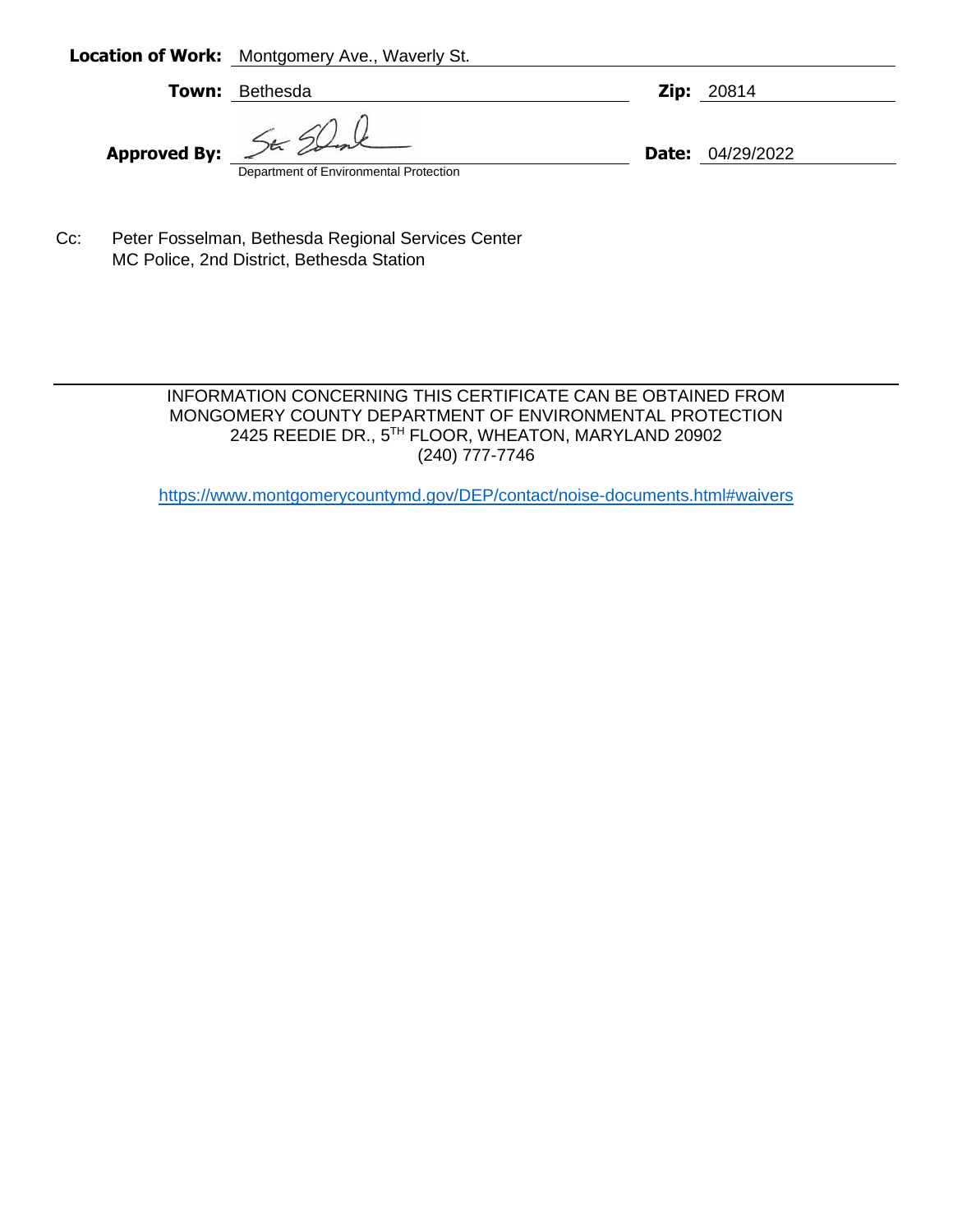**Location of Work:** Montgomery Ave., Waverly St.

**Town:** Bethesda **Zip:** 20814

**Approved By:** Department of Environmental Protection **Date:** 04/29/2022

Cc: Peter Fosselman, Bethesda Regional Services Center
MC Police, 2nd District, Bethesda Station

---

INFORMATION CONCERNING THIS CERTIFICATE CAN BE OBTAINED FROM
MONGOMERY COUNTY DEPARTMENT OF ENVIRONMENTAL PROTECTION
2425 REEDIE DR., 5TH FLOOR, WHEATON, MARYLAND 20902
(240) 777-7746

https://www.montgomerycountymd.gov/DEP/contact/noise-documents.html#waivers